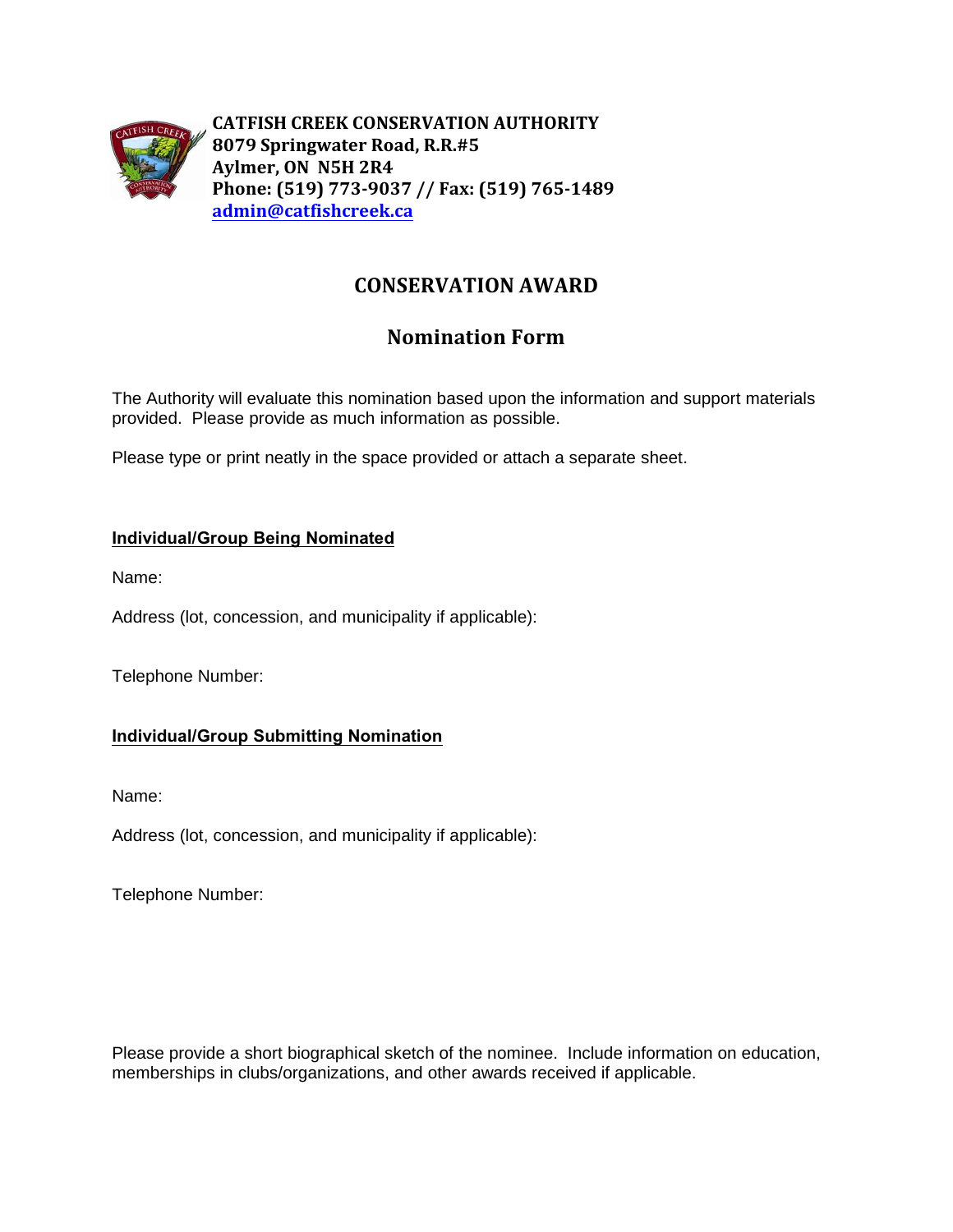**CATFISH CREEK CONSERVATION AUTHORITY**
**8079 Springwater Road, R.R.#5**
**Aylmer, ON N5H 2R4**
**Phone: (519) 773-9037 // Fax: (519) 765-1489**
**admin@catfishcreek.ca**

# CONSERVATION AWARD

## Nomination Form

The Authority will evaluate this nomination based upon the information and support materials provided. Please provide as much information as possible.

Please type or print neatly in the space provided or attach a separate sheet.

**Individual/Group Being Nominated**

Name:

Address (lot, concession, and municipality if applicable):

Telephone Number:

**Individual/Group Submitting Nomination**

Name:

Address (lot, concession, and municipality if applicable):

Telephone Number:

Please provide a short biographical sketch of the nominee. Include information on education, memberships in clubs/organizations, and other awards received if applicable.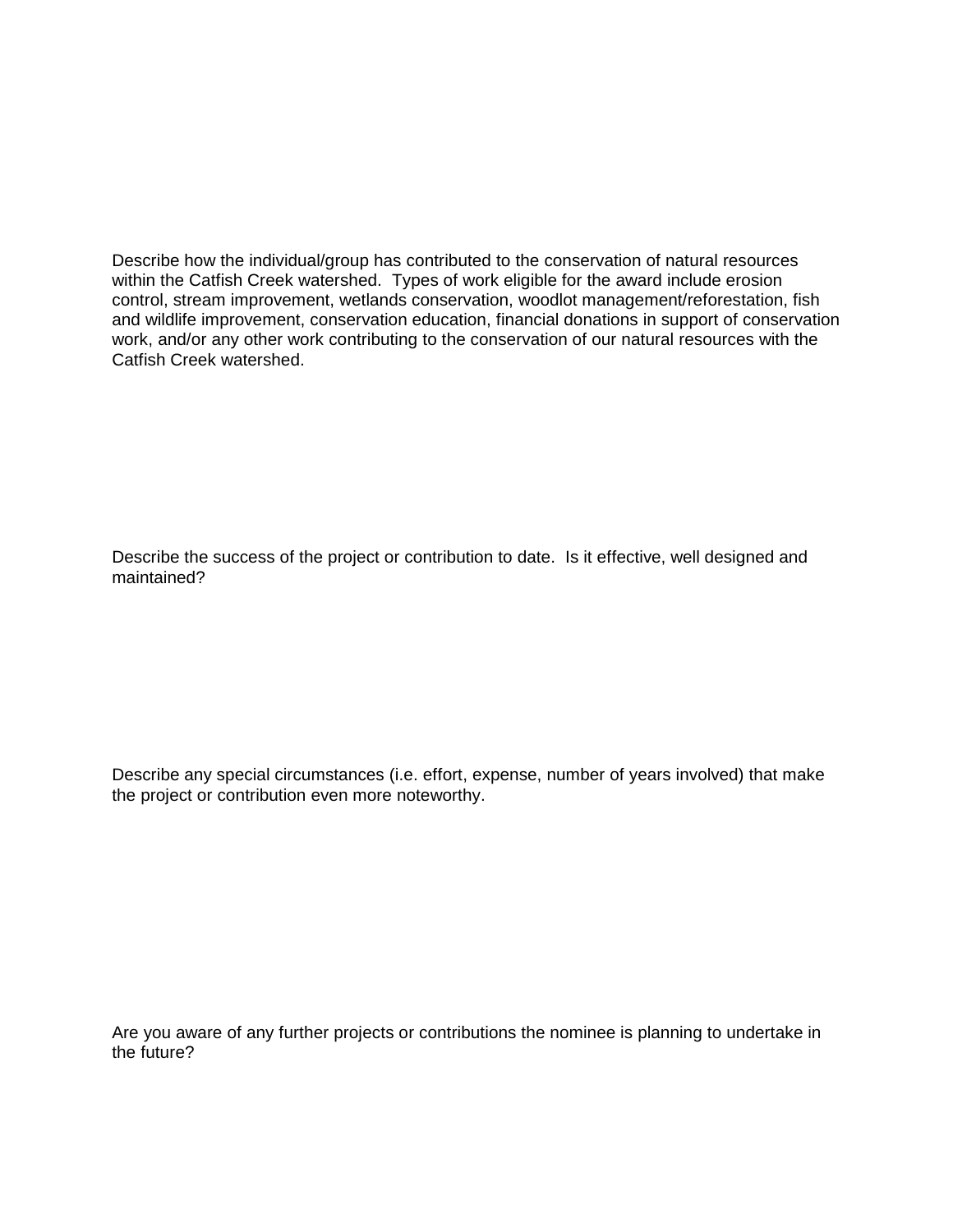Describe how the individual/group has contributed to the conservation of natural resources within the Catfish Creek watershed. Types of work eligible for the award include erosion control, stream improvement, wetlands conservation, woodlot management/reforestation, fish and wildlife improvement, conservation education, financial donations in support of conservation work, and/or any other work contributing to the conservation of our natural resources with the Catfish Creek watershed.

Describe the success of the project or contribution to date. Is it effective, well designed and maintained?

Describe any special circumstances (i.e. effort, expense, number of years involved) that make the project or contribution even more noteworthy.

Are you aware of any further projects or contributions the nominee is planning to undertake in the future?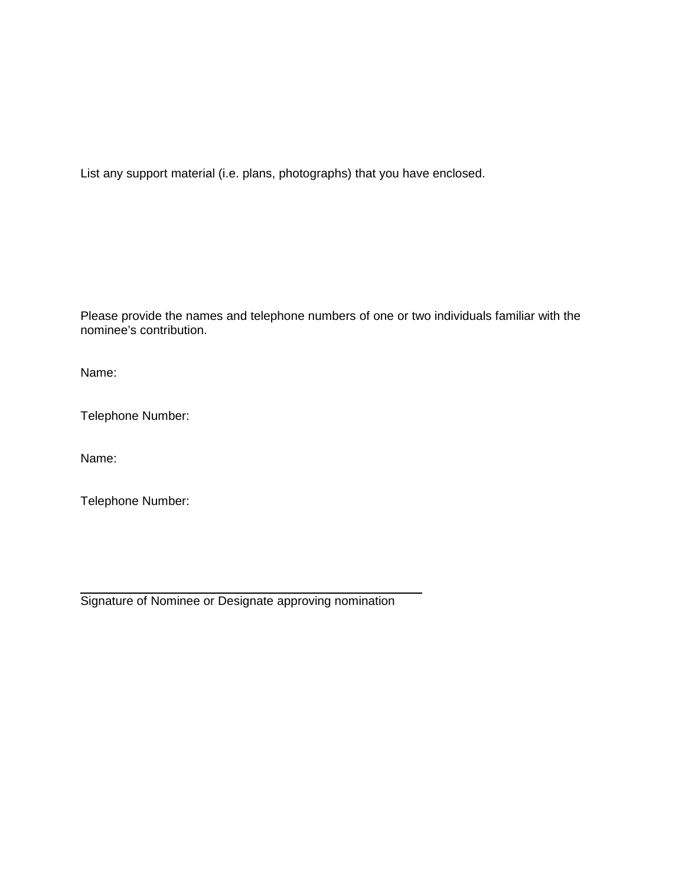List any support material (i.e. plans, photographs) that you have enclosed.

Please provide the names and telephone numbers of one or two individuals familiar with the nominee's contribution.

Name:

Telephone Number:

Name:

Telephone Number:

\_\_\_\_\_\_\_\_\_\_\_\_\_\_\_\_\_\_\_\_\_\_\_\_\_\_\_\_\_\_\_\_\_\_\_\_\_\_\_\_\_\_\_\_\_\_\_\_

Signature of Nominee or Designate approving nomination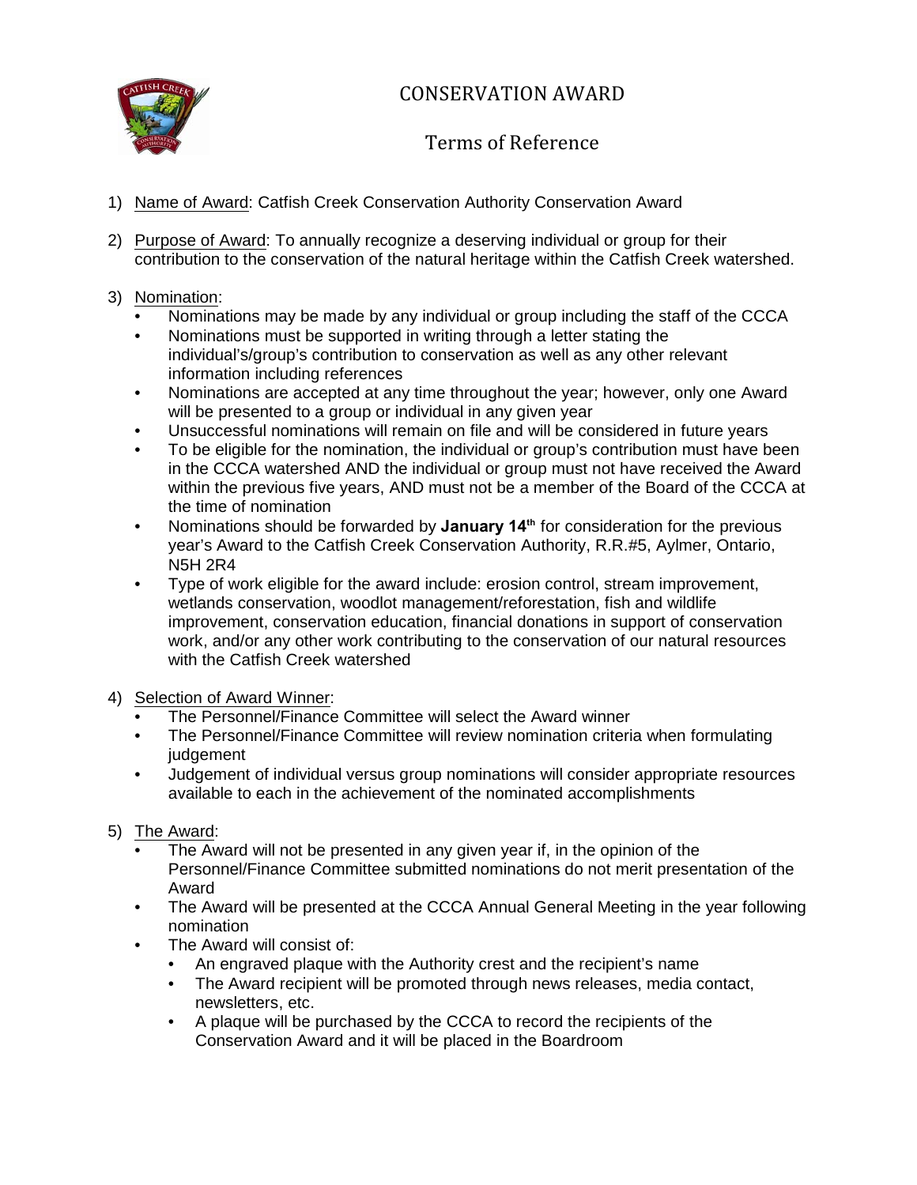# CONSERVATION AWARD

## Terms of Reference

1) Name of Award: Catfish Creek Conservation Authority Conservation Award

2) Purpose of Award: To annually recognize a deserving individual or group for their contribution to the conservation of the natural heritage within the Catfish Creek watershed.

3) Nomination:
   - Nominations may be made by any individual or group including the staff of the CCCA
   - Nominations must be supported in writing through a letter stating the individual's/group's contribution to conservation as well as any other relevant information including references
   - Nominations are accepted at any time throughout the year; however, only one Award will be presented to a group or individual in any given year
   - Unsuccessful nominations will remain on file and will be considered in future years
   - To be eligible for the nomination, the individual or group's contribution must have been in the CCCA watershed AND the individual or group must not have received the Award within the previous five years, AND must not be a member of the Board of the CCCA at the time of nomination
   - Nominations should be forwarded by **January 14th** for consideration for the previous year's Award to the Catfish Creek Conservation Authority, R.R.#5, Aylmer, Ontario, N5H 2R4
   - Type of work eligible for the award include: erosion control, stream improvement, wetlands conservation, woodlot management/reforestation, fish and wildlife improvement, conservation education, financial donations in support of conservation work, and/or any other work contributing to the conservation of our natural resources with the Catfish Creek watershed

4) Selection of Award Winner:
   - The Personnel/Finance Committee will select the Award winner
   - The Personnel/Finance Committee will review nomination criteria when formulating judgement
   - Judgement of individual versus group nominations will consider appropriate resources available to each in the achievement of the nominated accomplishments

5) The Award:
   - The Award will not be presented in any given year if, in the opinion of the Personnel/Finance Committee submitted nominations do not merit presentation of the Award
   - The Award will be presented at the CCCA Annual General Meeting in the year following nomination
   - The Award will consist of:
     - An engraved plaque with the Authority crest and the recipient's name
     - The Award recipient will be promoted through news releases, media contact, newsletters, etc.
     - A plaque will be purchased by the CCCA to record the recipients of the Conservation Award and it will be placed in the Boardroom